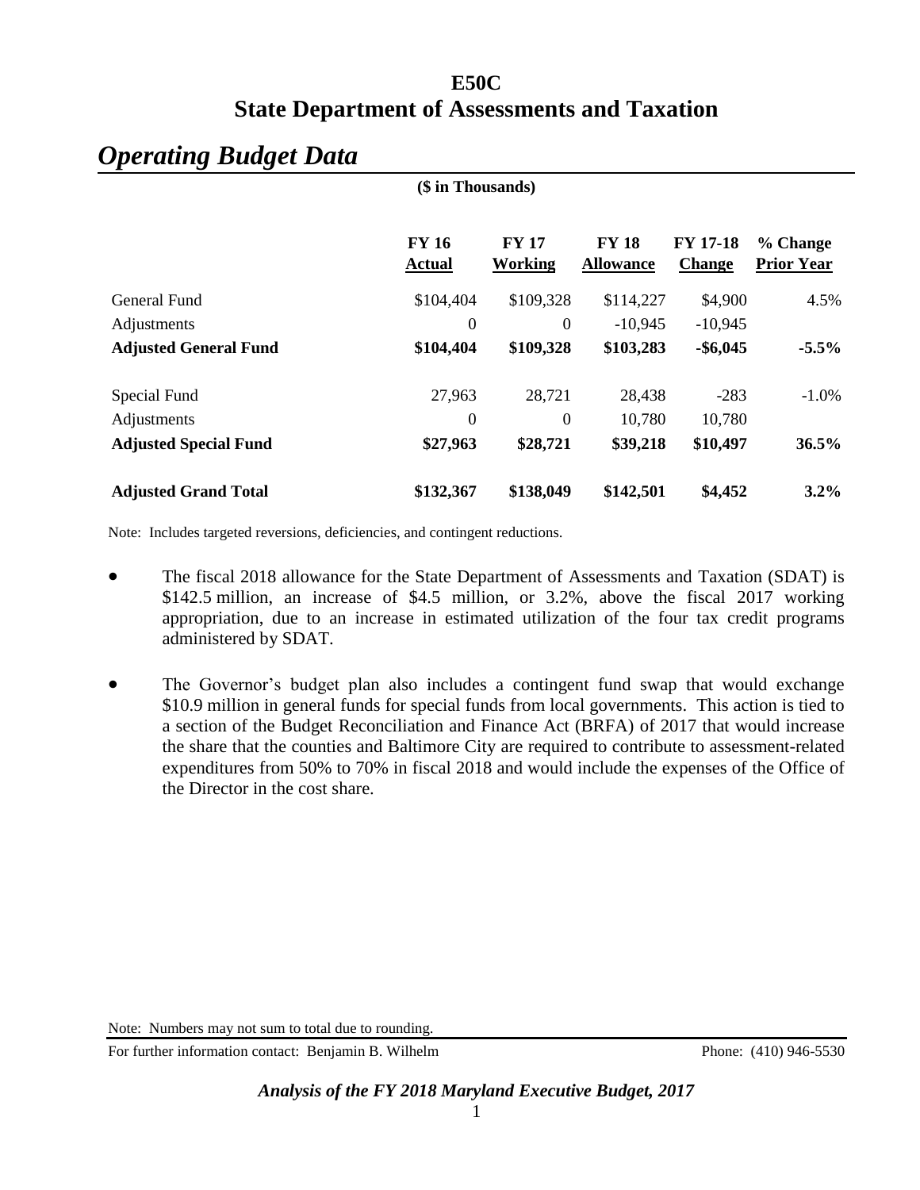# E50C
# State Department of Assessments and Taxation

## *Operating Budget Data*

**($ in Thousands)**

| | FY 16 Actual | FY 17 Working | FY 18 Allowance | FY 17-18 Change | % Change Prior Year |
|---|---|---|---|---|---|
| General Fund | $104,404 | $109,328 | $114,227 | $4,900 | 4.5% |
| Adjustments | 0 | 0 | -10,945 | -10,945 | |
| **Adjusted General Fund** | **$104,404** | **$109,328** | **$103,283** | **-$6,045** | **-5.5%** |
| Special Fund | 27,963 | 28,721 | 28,438 | -283 | -1.0% |
| Adjustments | 0 | 0 | 10,780 | 10,780 | |
| **Adjusted Special Fund** | **$27,963** | **$28,721** | **$39,218** | **$10,497** | **36.5%** |
| **Adjusted Grand Total** | **$132,367** | **$138,049** | **$142,501** | **$4,452** | **3.2%** |

Note: Includes targeted reversions, deficiencies, and contingent reductions.

- The fiscal 2018 allowance for the State Department of Assessments and Taxation (SDAT) is $142.5 million, an increase of $4.5 million, or 3.2%, above the fiscal 2017 working appropriation, due to an increase in estimated utilization of the four tax credit programs administered by SDAT.

- The Governor's budget plan also includes a contingent fund swap that would exchange $10.9 million in general funds for special funds from local governments. This action is tied to a section of the Budget Reconciliation and Finance Act (BRFA) of 2017 that would increase the share that the counties and Baltimore City are required to contribute to assessment-related expenditures from 50% to 70% in fiscal 2018 and would include the expenses of the Office of the Director in the cost share.

Note: Numbers may not sum to total due to rounding.

For further information contact: Benjamin B. Wilhelm Phone: (410) 946-5530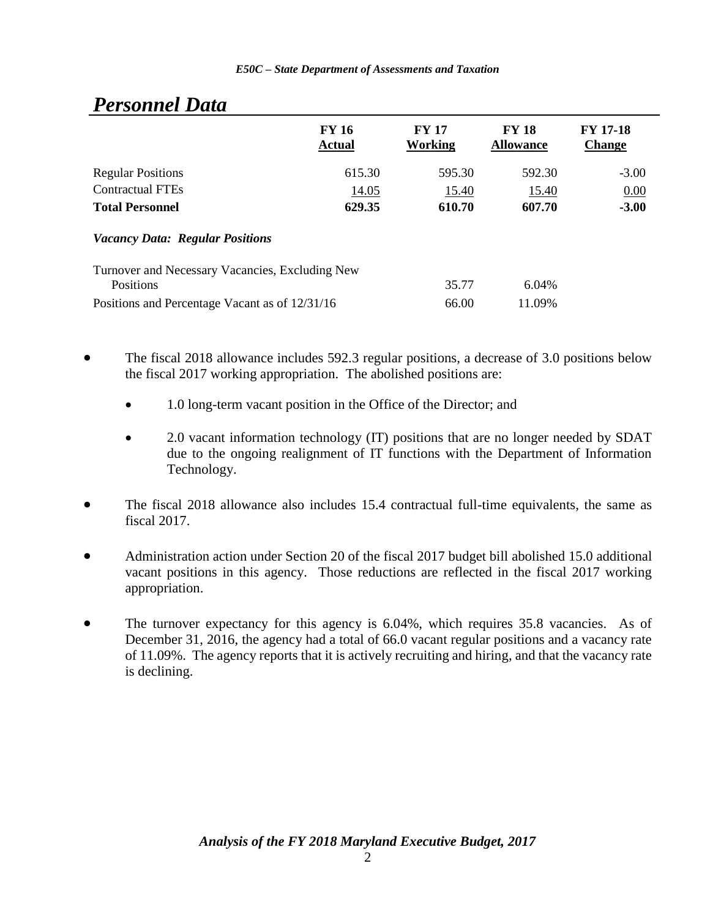## Personnel Data

| | FY 16 Actual | FY 17 Working | FY 18 Allowance | FY 17-18 Change |
|---|---|---|---|---|
| Regular Positions | 615.30 | 595.30 | 592.30 | -3.00 |
| Contractual FTEs | 14.05 | 15.40 | 15.40 | 0.00 |
| **Total Personnel** | **629.35** | **610.70** | **607.70** | **-3.00** |
| ***Vacancy Data: Regular Positions*** | | | | |
| Turnover and Necessary Vacancies, Excluding New Positions | | 35.77 | 6.04% | |
| Positions and Percentage Vacant as of 12/31/16 | | 66.00 | 11.09% | |

- The fiscal 2018 allowance includes 592.3 regular positions, a decrease of 3.0 positions below the fiscal 2017 working appropriation. The abolished positions are:
  - 1.0 long-term vacant position in the Office of the Director; and
  - 2.0 vacant information technology (IT) positions that are no longer needed by SDAT due to the ongoing realignment of IT functions with the Department of Information Technology.
- The fiscal 2018 allowance also includes 15.4 contractual full-time equivalents, the same as fiscal 2017.
- Administration action under Section 20 of the fiscal 2017 budget bill abolished 15.0 additional vacant positions in this agency. Those reductions are reflected in the fiscal 2017 working appropriation.
- The turnover expectancy for this agency is 6.04%, which requires 35.8 vacancies. As of December 31, 2016, the agency had a total of 66.0 vacant regular positions and a vacancy rate of 11.09%. The agency reports that it is actively recruiting and hiring, and that the vacancy rate is declining.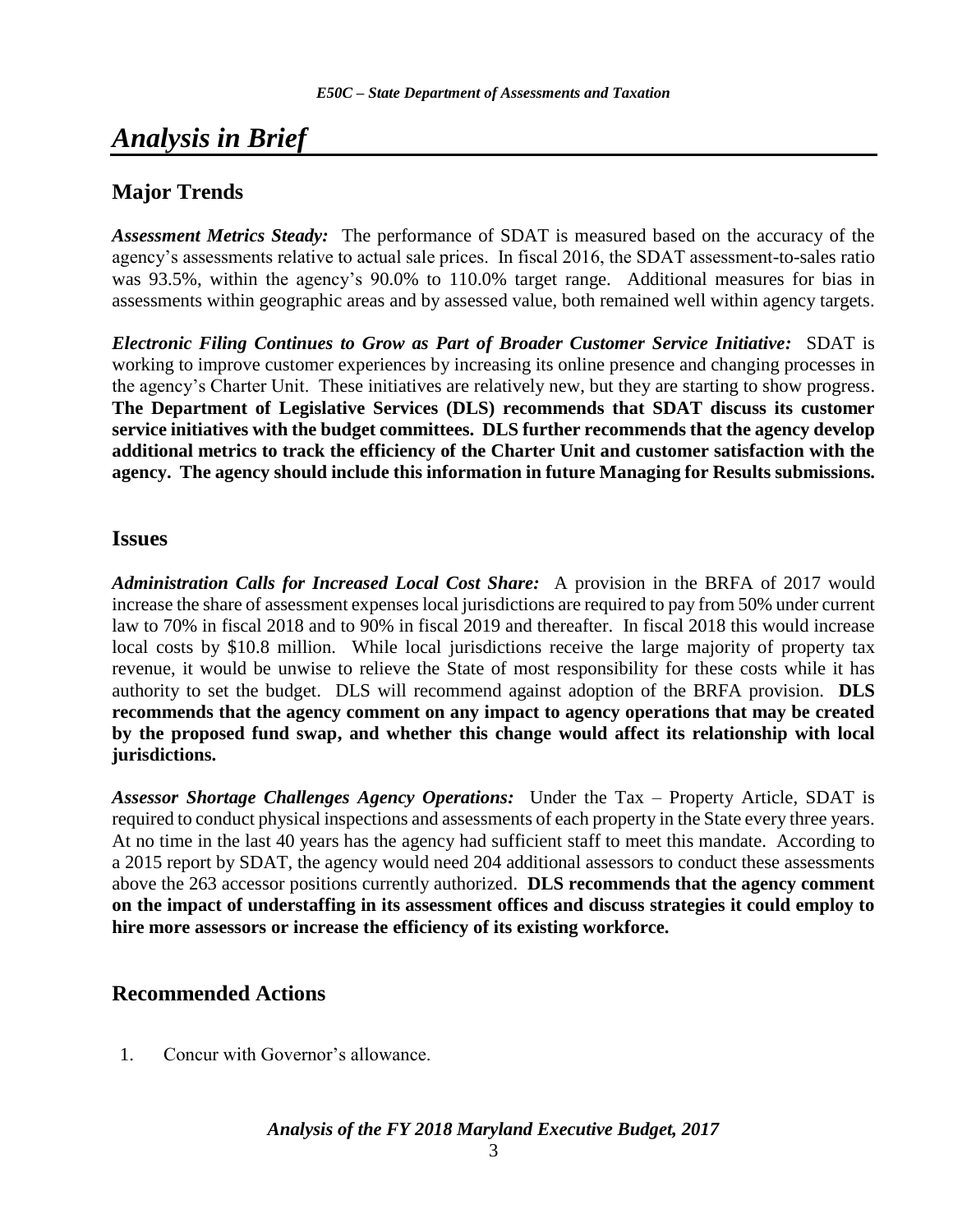# *Analysis in Brief*

## Major Trends

***Assessment Metrics Steady:*** The performance of SDAT is measured based on the accuracy of the agency's assessments relative to actual sale prices. In fiscal 2016, the SDAT assessment-to-sales ratio was 93.5%, within the agency's 90.0% to 110.0% target range. Additional measures for bias in assessments within geographic areas and by assessed value, both remained well within agency targets.

***Electronic Filing Continues to Grow as Part of Broader Customer Service Initiative:*** SDAT is working to improve customer experiences by increasing its online presence and changing processes in the agency's Charter Unit. These initiatives are relatively new, but they are starting to show progress. **The Department of Legislative Services (DLS) recommends that SDAT discuss its customer service initiatives with the budget committees. DLS further recommends that the agency develop additional metrics to track the efficiency of the Charter Unit and customer satisfaction with the agency. The agency should include this information in future Managing for Results submissions.**

## Issues

***Administration Calls for Increased Local Cost Share:*** A provision in the BRFA of 2017 would increase the share of assessment expenses local jurisdictions are required to pay from 50% under current law to 70% in fiscal 2018 and to 90% in fiscal 2019 and thereafter. In fiscal 2018 this would increase local costs by $10.8 million. While local jurisdictions receive the large majority of property tax revenue, it would be unwise to relieve the State of most responsibility for these costs while it has authority to set the budget. DLS will recommend against adoption of the BRFA provision. **DLS recommends that the agency comment on any impact to agency operations that may be created by the proposed fund swap, and whether this change would affect its relationship with local jurisdictions.**

***Assessor Shortage Challenges Agency Operations:*** Under the Tax – Property Article, SDAT is required to conduct physical inspections and assessments of each property in the State every three years. At no time in the last 40 years has the agency had sufficient staff to meet this mandate. According to a 2015 report by SDAT, the agency would need 204 additional assessors to conduct these assessments above the 263 accessor positions currently authorized. **DLS recommends that the agency comment on the impact of understaffing in its assessment offices and discuss strategies it could employ to hire more assessors or increase the efficiency of its existing workforce.**

## Recommended Actions

1. Concur with Governor's allowance.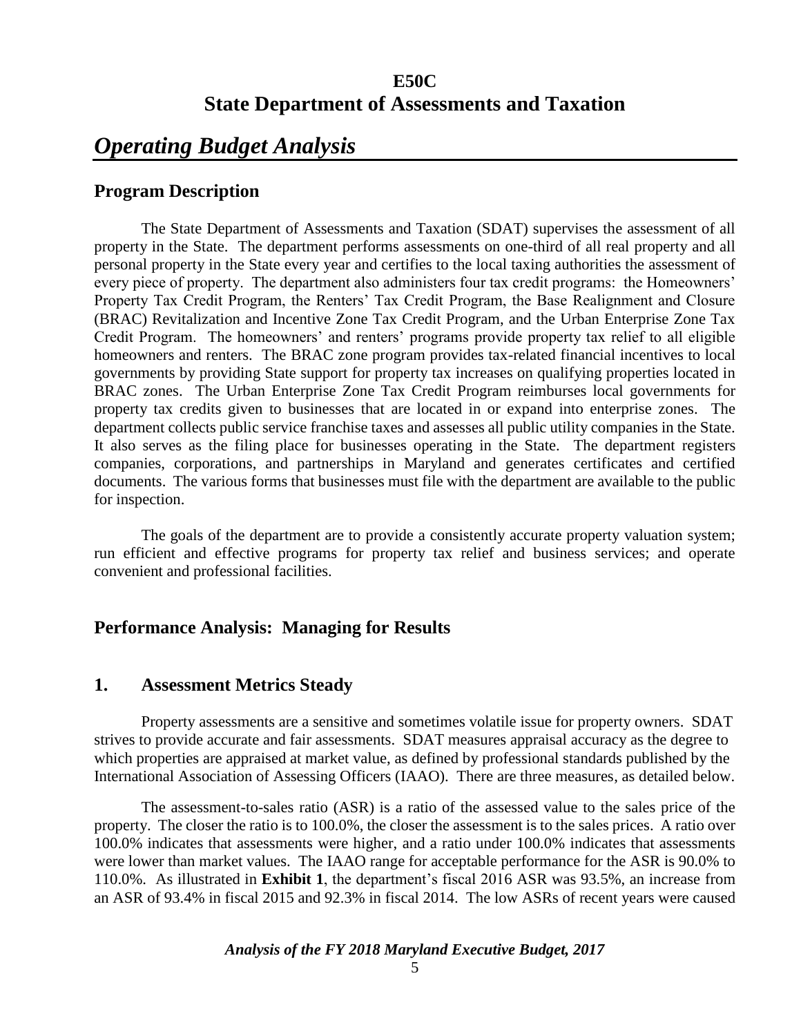# E50C
# State Department of Assessments and Taxation

## *Operating Budget Analysis*

### Program Description

The State Department of Assessments and Taxation (SDAT) supervises the assessment of all property in the State. The department performs assessments on one-third of all real property and all personal property in the State every year and certifies to the local taxing authorities the assessment of every piece of property. The department also administers four tax credit programs: the Homeowners' Property Tax Credit Program, the Renters' Tax Credit Program, the Base Realignment and Closure (BRAC) Revitalization and Incentive Zone Tax Credit Program, and the Urban Enterprise Zone Tax Credit Program. The homeowners' and renters' programs provide property tax relief to all eligible homeowners and renters. The BRAC zone program provides tax-related financial incentives to local governments by providing State support for property tax increases on qualifying properties located in BRAC zones. The Urban Enterprise Zone Tax Credit Program reimburses local governments for property tax credits given to businesses that are located in or expand into enterprise zones. The department collects public service franchise taxes and assesses all public utility companies in the State. It also serves as the filing place for businesses operating in the State. The department registers companies, corporations, and partnerships in Maryland and generates certificates and certified documents. The various forms that businesses must file with the department are available to the public for inspection.

The goals of the department are to provide a consistently accurate property valuation system; run efficient and effective programs for property tax relief and business services; and operate convenient and professional facilities.

### Performance Analysis: Managing for Results

### 1. Assessment Metrics Steady

Property assessments are a sensitive and sometimes volatile issue for property owners. SDAT strives to provide accurate and fair assessments. SDAT measures appraisal accuracy as the degree to which properties are appraised at market value, as defined by professional standards published by the International Association of Assessing Officers (IAAO). There are three measures, as detailed below.

The assessment-to-sales ratio (ASR) is a ratio of the assessed value to the sales price of the property. The closer the ratio is to 100.0%, the closer the assessment is to the sales prices. A ratio over 100.0% indicates that assessments were higher, and a ratio under 100.0% indicates that assessments were lower than market values. The IAAO range for acceptable performance for the ASR is 90.0% to 110.0%. As illustrated in **Exhibit 1**, the department's fiscal 2016 ASR was 93.5%, an increase from an ASR of 93.4% in fiscal 2015 and 92.3% in fiscal 2014. The low ASRs of recent years were caused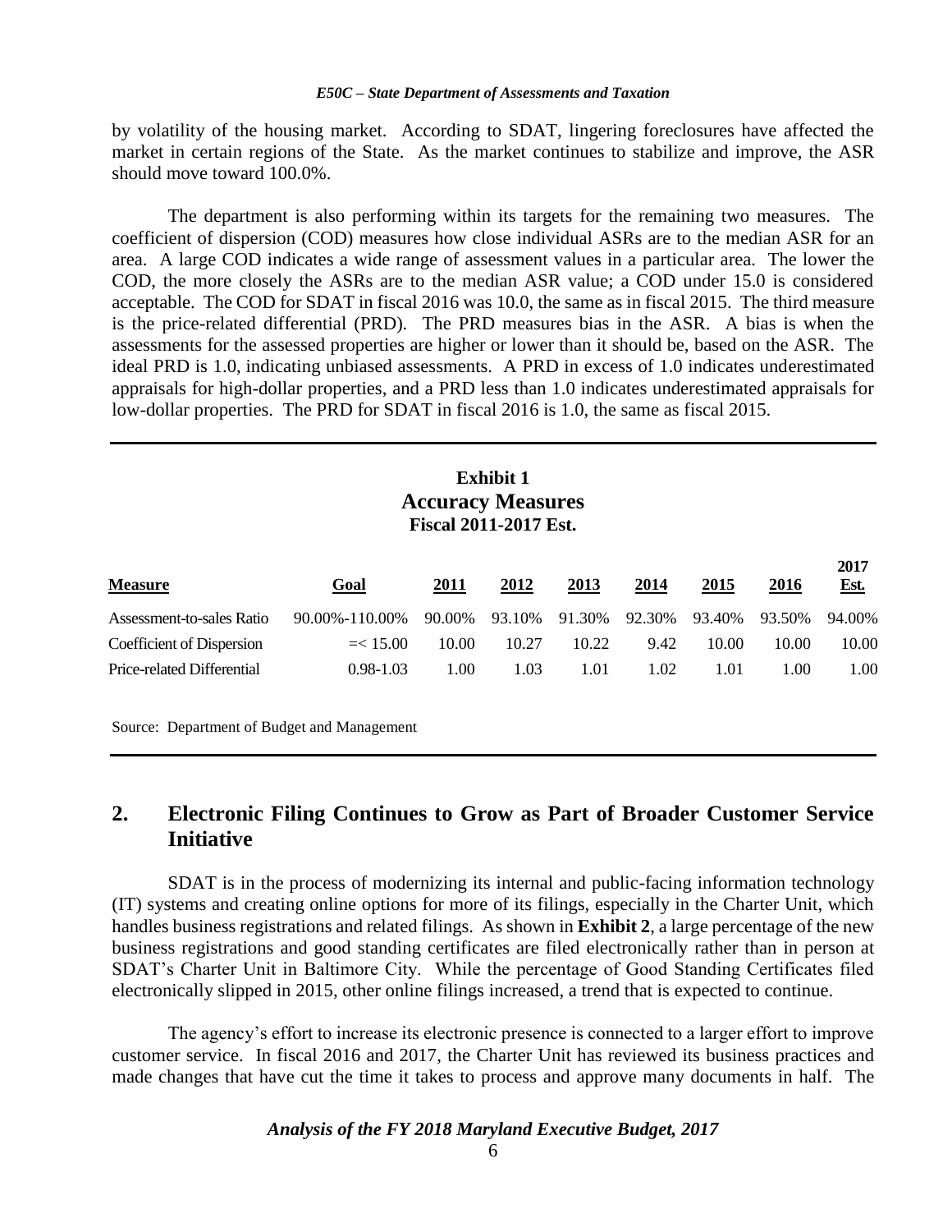by volatility of the housing market. According to SDAT, lingering foreclosures have affected the market in certain regions of the State. As the market continues to stabilize and improve, the ASR should move toward 100.0%.

The department is also performing within its targets for the remaining two measures. The coefficient of dispersion (COD) measures how close individual ASRs are to the median ASR for an area. A large COD indicates a wide range of assessment values in a particular area. The lower the COD, the more closely the ASRs are to the median ASR value; a COD under 15.0 is considered acceptable. The COD for SDAT in fiscal 2016 was 10.0, the same as in fiscal 2015. The third measure is the price-related differential (PRD). The PRD measures bias in the ASR. A bias is when the assessments for the assessed properties are higher or lower than it should be, based on the ASR. The ideal PRD is 1.0, indicating unbiased assessments. A PRD in excess of 1.0 indicates underestimated appraisals for high-dollar properties, and a PRD less than 1.0 indicates underestimated appraisals for low-dollar properties. The PRD for SDAT in fiscal 2016 is 1.0, the same as fiscal 2015.

**Exhibit 1**
**Accuracy Measures**
**Fiscal 2011-2017 Est.**

| Measure | Goal | 2011 | 2012 | 2013 | 2014 | 2015 | 2016 | 2017 Est. |
|---|---|---|---|---|---|---|---|---|
| Assessment-to-sales Ratio | 90.00%-110.00% | 90.00% | 93.10% | 91.30% | 92.30% | 93.40% | 93.50% | 94.00% |
| Coefficient of Dispersion | =< 15.00 | 10.00 | 10.27 | 10.22 | 9.42 | 10.00 | 10.00 | 10.00 |
| Price-related Differential | 0.98-1.03 | 1.00 | 1.03 | 1.01 | 1.02 | 1.01 | 1.00 | 1.00 |

Source: Department of Budget and Management

## 2. Electronic Filing Continues to Grow as Part of Broader Customer Service Initiative

SDAT is in the process of modernizing its internal and public-facing information technology (IT) systems and creating online options for more of its filings, especially in the Charter Unit, which handles business registrations and related filings. As shown in **Exhibit 2**, a large percentage of the new business registrations and good standing certificates are filed electronically rather than in person at SDAT's Charter Unit in Baltimore City. While the percentage of Good Standing Certificates filed electronically slipped in 2015, other online filings increased, a trend that is expected to continue.

The agency's effort to increase its electronic presence is connected to a larger effort to improve customer service. In fiscal 2016 and 2017, the Charter Unit has reviewed its business practices and made changes that have cut the time it takes to process and approve many documents in half. The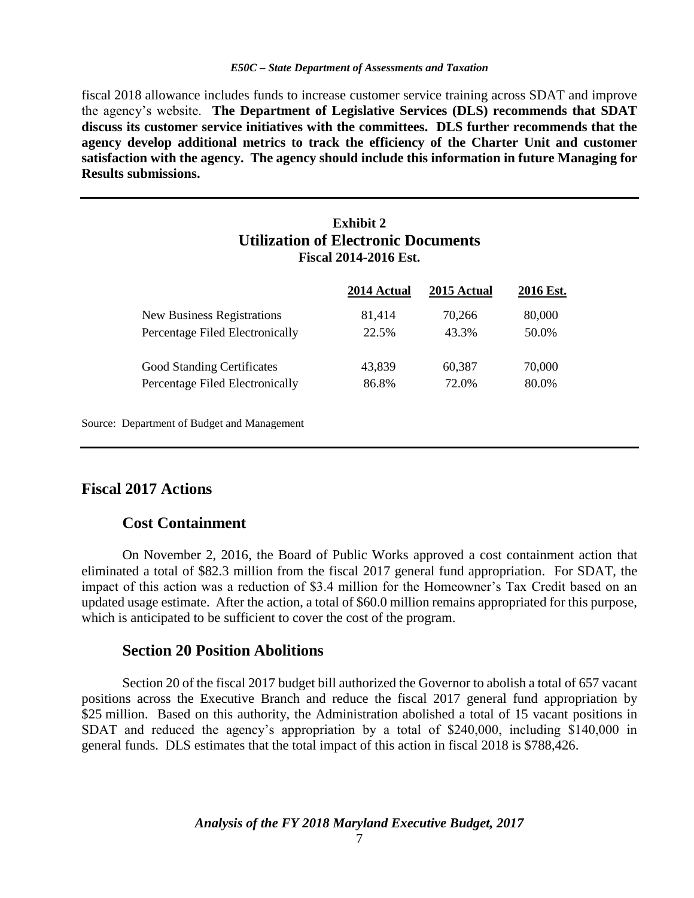fiscal 2018 allowance includes funds to increase customer service training across SDAT and improve the agency's website. **The Department of Legislative Services (DLS) recommends that SDAT discuss its customer service initiatives with the committees. DLS further recommends that the agency develop additional metrics to track the efficiency of the Charter Unit and customer satisfaction with the agency. The agency should include this information in future Managing for Results submissions.**

**Exhibit 2**
**Utilization of Electronic Documents**
**Fiscal 2014-2016 Est.**

| | 2014 Actual | 2015 Actual | 2016 Est. |
|---|---|---|---|
| New Business Registrations | 81,414 | 70,266 | 80,000 |
| Percentage Filed Electronically | 22.5% | 43.3% | 50.0% |
| | | | |
| Good Standing Certificates | 43,839 | 60,387 | 70,000 |
| Percentage Filed Electronically | 86.8% | 72.0% | 80.0% |

Source: Department of Budget and Management

## Fiscal 2017 Actions

### Cost Containment

On November 2, 2016, the Board of Public Works approved a cost containment action that eliminated a total of $82.3 million from the fiscal 2017 general fund appropriation. For SDAT, the impact of this action was a reduction of $3.4 million for the Homeowner's Tax Credit based on an updated usage estimate. After the action, a total of $60.0 million remains appropriated for this purpose, which is anticipated to be sufficient to cover the cost of the program.

### Section 20 Position Abolitions

Section 20 of the fiscal 2017 budget bill authorized the Governor to abolish a total of 657 vacant positions across the Executive Branch and reduce the fiscal 2017 general fund appropriation by $25 million. Based on this authority, the Administration abolished a total of 15 vacant positions in SDAT and reduced the agency's appropriation by a total of $240,000, including $140,000 in general funds. DLS estimates that the total impact of this action in fiscal 2018 is $788,426.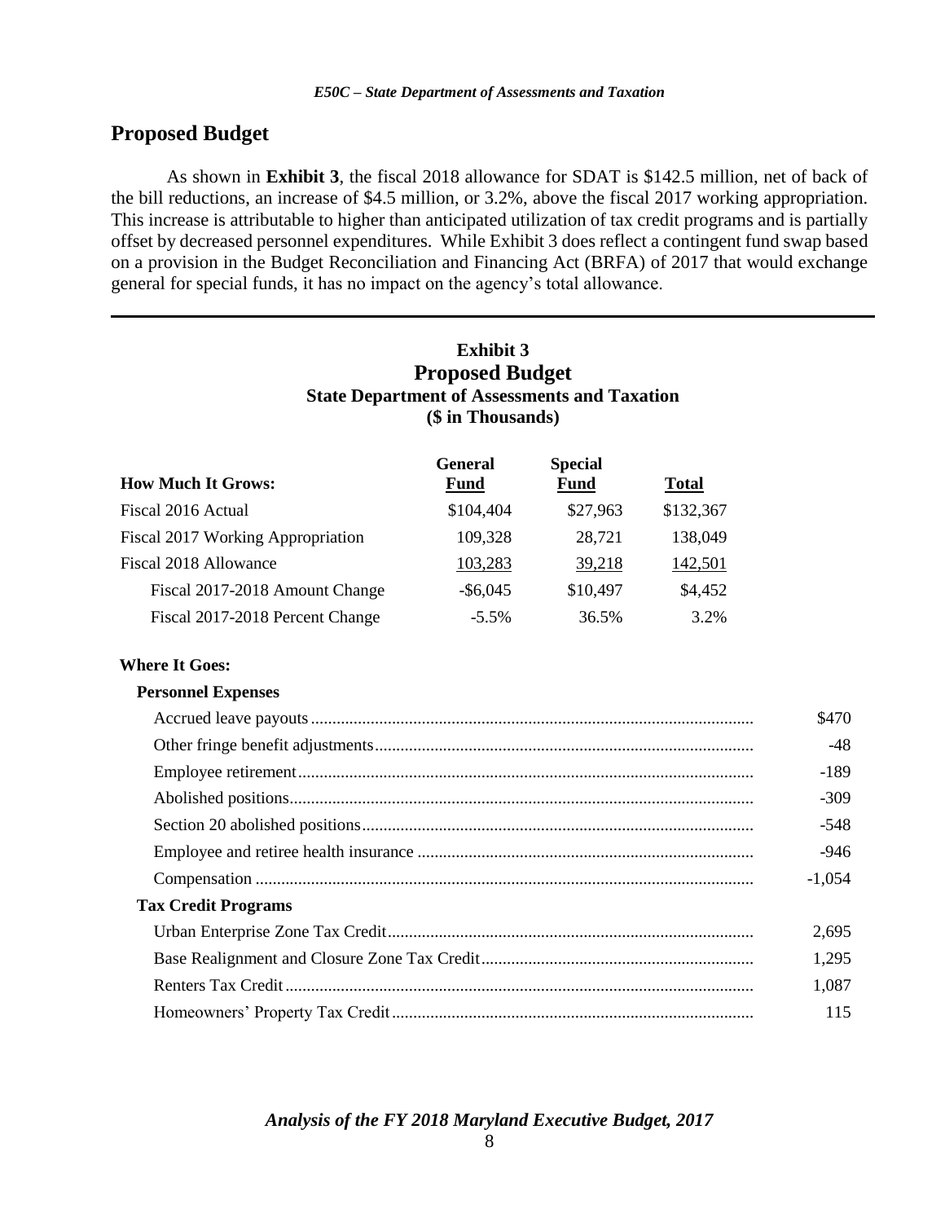## Proposed Budget

As shown in **Exhibit 3**, the fiscal 2018 allowance for SDAT is $142.5 million, net of back of the bill reductions, an increase of $4.5 million, or 3.2%, above the fiscal 2017 working appropriation. This increase is attributable to higher than anticipated utilization of tax credit programs and is partially offset by decreased personnel expenditures. While Exhibit 3 does reflect a contingent fund swap based on a provision in the Budget Reconciliation and Financing Act (BRFA) of 2017 that would exchange general for special funds, it has no impact on the agency's total allowance.

**Exhibit 3**
**Proposed Budget**
**State Department of Assessments and Taxation**
**($ in Thousands)**

| How Much It Grows: | General Fund | Special Fund | Total |
|---|---|---|---|
| Fiscal 2016 Actual | $104,404 | $27,963 | $132,367 |
| Fiscal 2017 Working Appropriation | 109,328 | 28,721 | 138,049 |
| Fiscal 2018 Allowance | 103,283 | 39,218 | 142,501 |
| Fiscal 2017-2018 Amount Change | -$6,045 | $10,497 | $4,452 |
| Fiscal 2017-2018 Percent Change | -5.5% | 36.5% | 3.2% |

| Where It Goes: | |
|---|---|
| **Personnel Expenses** | |
| Accrued leave payouts | $470 |
| Other fringe benefit adjustments | -48 |
| Employee retirement | -189 |
| Abolished positions | -309 |
| Section 20 abolished positions | -548 |
| Employee and retiree health insurance | -946 |
| Compensation | -1,054 |
| **Tax Credit Programs** | |
| Urban Enterprise Zone Tax Credit | 2,695 |
| Base Realignment and Closure Zone Tax Credit | 1,295 |
| Renters Tax Credit | 1,087 |
| Homeowners' Property Tax Credit | 115 |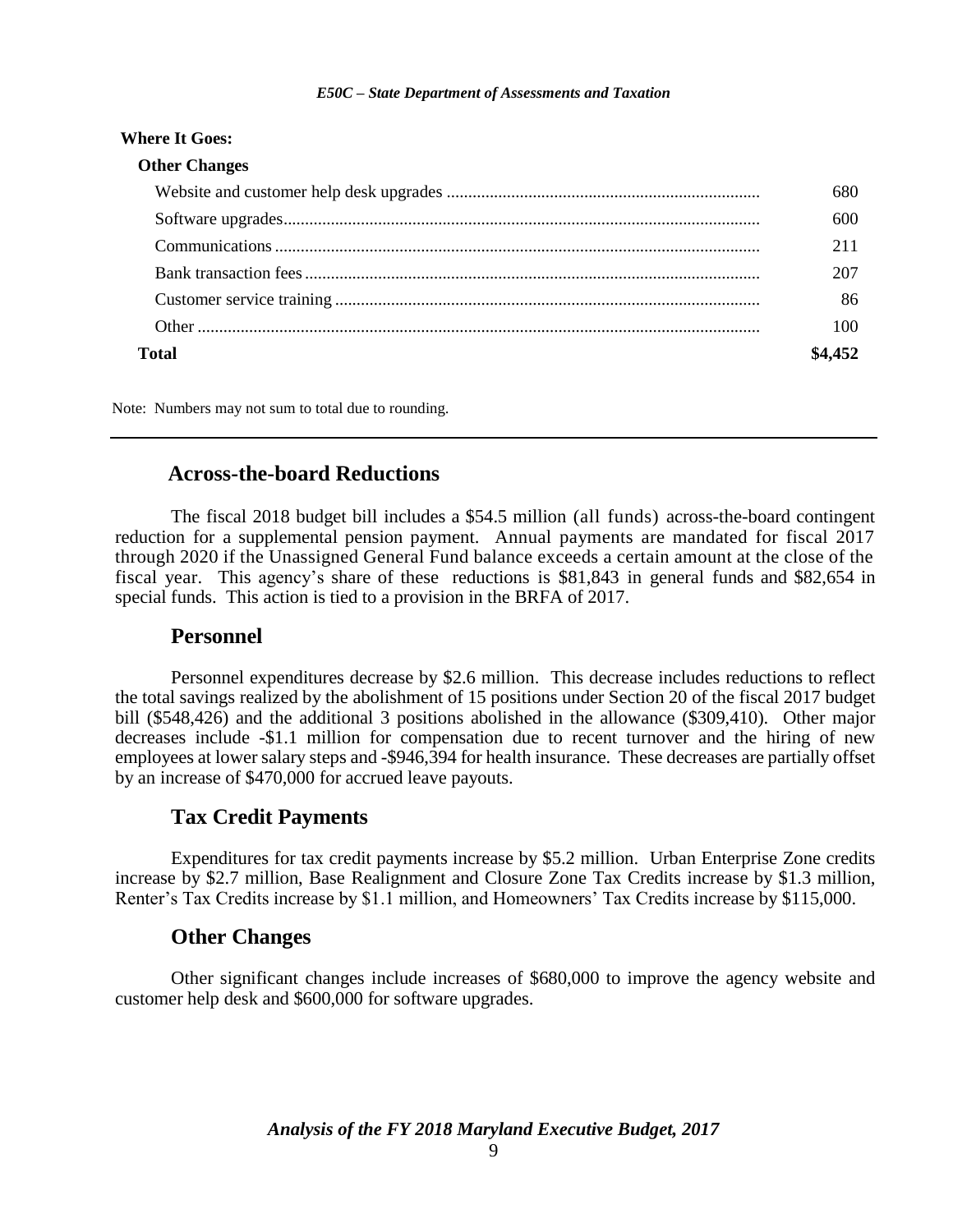**Where It Goes:**

| | |
|---|---|
| **Other Changes** | |
| Website and customer help desk upgrades | 680 |
| Software upgrades | 600 |
| Communications | 211 |
| Bank transaction fees | 207 |
| Customer service training | 86 |
| Other | 100 |
| **Total** | **$4,452** |

Note: Numbers may not sum to total due to rounding.

## Across-the-board Reductions

The fiscal 2018 budget bill includes a $54.5 million (all funds) across-the-board contingent reduction for a supplemental pension payment. Annual payments are mandated for fiscal 2017 through 2020 if the Unassigned General Fund balance exceeds a certain amount at the close of the fiscal year. This agency's share of these reductions is $81,843 in general funds and $82,654 in special funds. This action is tied to a provision in the BRFA of 2017.

## Personnel

Personnel expenditures decrease by $2.6 million. This decrease includes reductions to reflect the total savings realized by the abolishment of 15 positions under Section 20 of the fiscal 2017 budget bill ($548,426) and the additional 3 positions abolished in the allowance ($309,410). Other major decreases include -$1.1 million for compensation due to recent turnover and the hiring of new employees at lower salary steps and -$946,394 for health insurance. These decreases are partially offset by an increase of $470,000 for accrued leave payouts.

## Tax Credit Payments

Expenditures for tax credit payments increase by $5.2 million. Urban Enterprise Zone credits increase by $2.7 million, Base Realignment and Closure Zone Tax Credits increase by $1.3 million, Renter's Tax Credits increase by $1.1 million, and Homeowners' Tax Credits increase by $115,000.

## Other Changes

Other significant changes include increases of $680,000 to improve the agency website and customer help desk and $600,000 for software upgrades.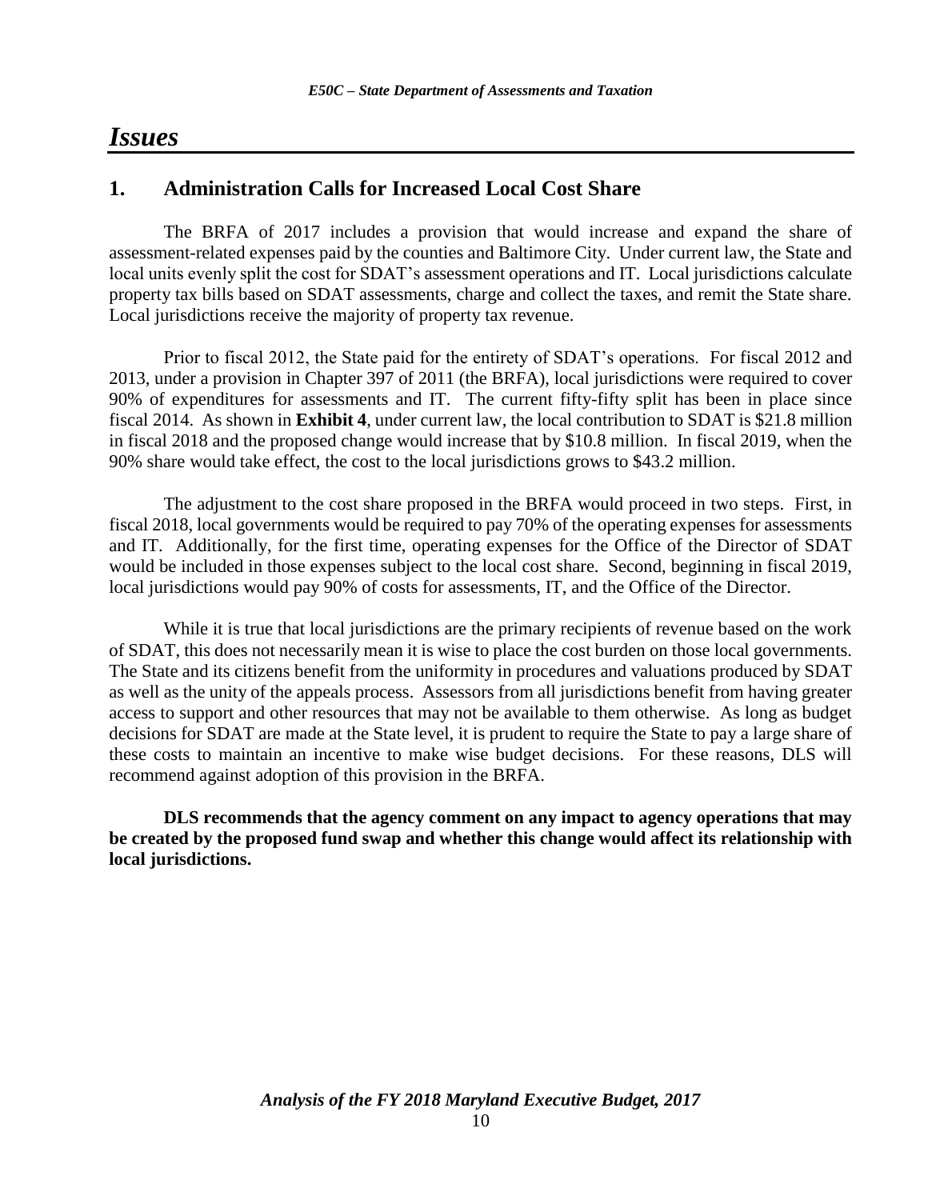# *Issues*

## 1. Administration Calls for Increased Local Cost Share

The BRFA of 2017 includes a provision that would increase and expand the share of assessment-related expenses paid by the counties and Baltimore City. Under current law, the State and local units evenly split the cost for SDAT's assessment operations and IT. Local jurisdictions calculate property tax bills based on SDAT assessments, charge and collect the taxes, and remit the State share. Local jurisdictions receive the majority of property tax revenue.

Prior to fiscal 2012, the State paid for the entirety of SDAT's operations. For fiscal 2012 and 2013, under a provision in Chapter 397 of 2011 (the BRFA), local jurisdictions were required to cover 90% of expenditures for assessments and IT. The current fifty-fifty split has been in place since fiscal 2014. As shown in **Exhibit 4**, under current law, the local contribution to SDAT is $21.8 million in fiscal 2018 and the proposed change would increase that by $10.8 million. In fiscal 2019, when the 90% share would take effect, the cost to the local jurisdictions grows to $43.2 million.

The adjustment to the cost share proposed in the BRFA would proceed in two steps. First, in fiscal 2018, local governments would be required to pay 70% of the operating expenses for assessments and IT. Additionally, for the first time, operating expenses for the Office of the Director of SDAT would be included in those expenses subject to the local cost share. Second, beginning in fiscal 2019, local jurisdictions would pay 90% of costs for assessments, IT, and the Office of the Director.

While it is true that local jurisdictions are the primary recipients of revenue based on the work of SDAT, this does not necessarily mean it is wise to place the cost burden on those local governments. The State and its citizens benefit from the uniformity in procedures and valuations produced by SDAT as well as the unity of the appeals process. Assessors from all jurisdictions benefit from having greater access to support and other resources that may not be available to them otherwise. As long as budget decisions for SDAT are made at the State level, it is prudent to require the State to pay a large share of these costs to maintain an incentive to make wise budget decisions. For these reasons, DLS will recommend against adoption of this provision in the BRFA.

**DLS recommends that the agency comment on any impact to agency operations that may be created by the proposed fund swap and whether this change would affect its relationship with local jurisdictions.**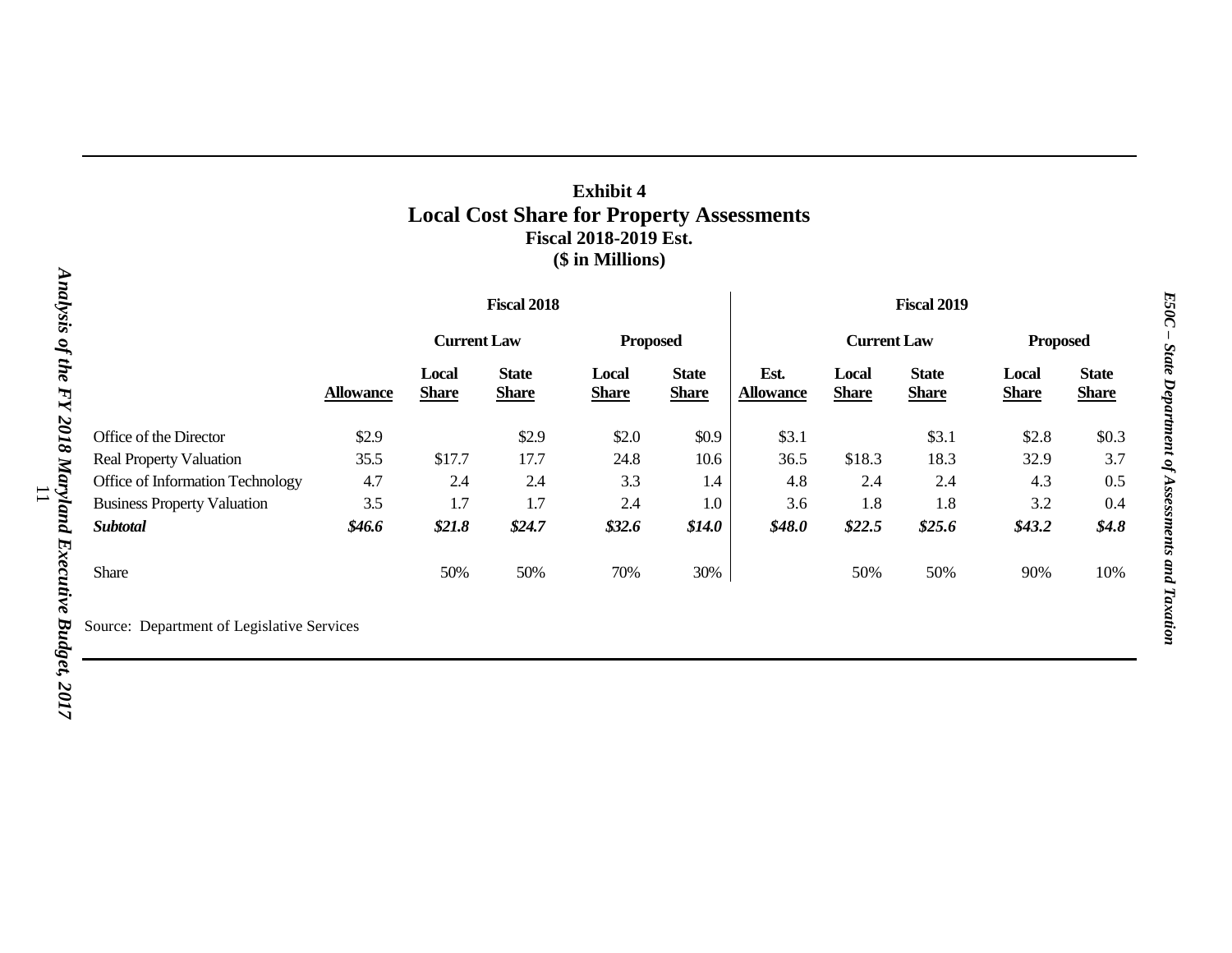**Exhibit 4**
**Local Cost Share for Property Assessments**
**Fiscal 2018-2019 Est.**
**($ in Millions)**

| | Fiscal 2018 | | | | | Fiscal 2019 | | | | |
|---|---|---|---|---|---|---|---|---|---|---|
| | | Current Law | | Proposed | | | Current Law | | Proposed | |
| | Allowance | Local Share | State Share | Local Share | State Share | Est. Allowance | Local Share | State Share | Local Share | State Share |
| Office of the Director | $2.9 | | $2.9 | $2.0 | $0.9 | $3.1 | | $3.1 | $2.8 | $0.3 |
| Real Property Valuation | 35.5 | $17.7 | 17.7 | 24.8 | 10.6 | 36.5 | $18.3 | 18.3 | 32.9 | 3.7 |
| Office of Information Technology | 4.7 | 2.4 | 2.4 | 3.3 | 1.4 | 4.8 | 2.4 | 2.4 | 4.3 | 0.5 |
| Business Property Valuation | 3.5 | 1.7 | 1.7 | 2.4 | 1.0 | 3.6 | 1.8 | 1.8 | 3.2 | 0.4 |
| ***Subtotal*** | ***$46.6*** | ***$21.8*** | ***$24.7*** | ***$32.6*** | ***$14.0*** | ***$48.0*** | ***$22.5*** | ***$25.6*** | ***$43.2*** | ***$4.8*** |
| Share | | 50% | 50% | 70% | 30% | | 50% | 50% | 90% | 10% |

Source: Department of Legislative Services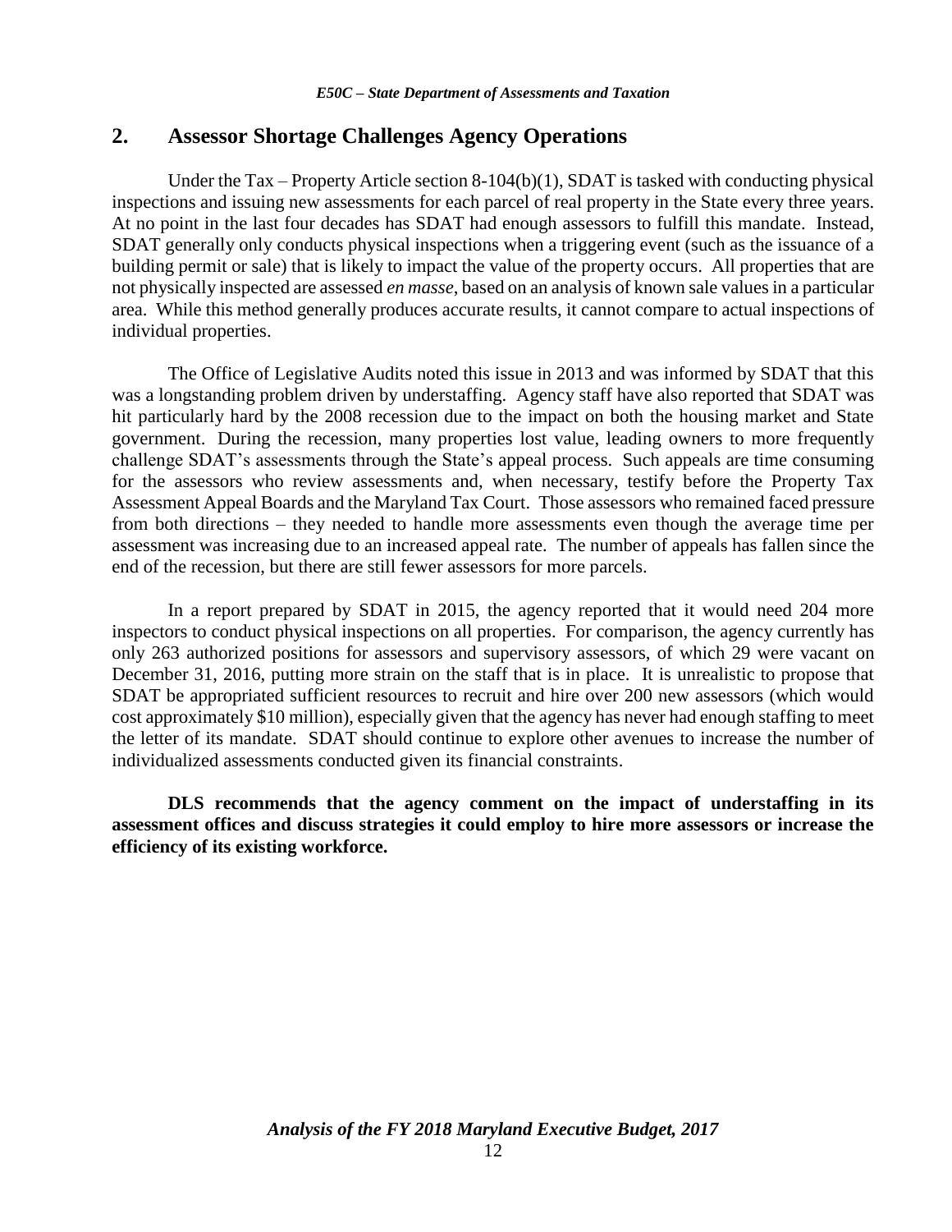## 2. Assessor Shortage Challenges Agency Operations

Under the Tax – Property Article section 8-104(b)(1), SDAT is tasked with conducting physical inspections and issuing new assessments for each parcel of real property in the State every three years. At no point in the last four decades has SDAT had enough assessors to fulfill this mandate. Instead, SDAT generally only conducts physical inspections when a triggering event (such as the issuance of a building permit or sale) that is likely to impact the value of the property occurs. All properties that are not physically inspected are assessed *en masse*, based on an analysis of known sale values in a particular area. While this method generally produces accurate results, it cannot compare to actual inspections of individual properties.

The Office of Legislative Audits noted this issue in 2013 and was informed by SDAT that this was a longstanding problem driven by understaffing. Agency staff have also reported that SDAT was hit particularly hard by the 2008 recession due to the impact on both the housing market and State government. During the recession, many properties lost value, leading owners to more frequently challenge SDAT's assessments through the State's appeal process. Such appeals are time consuming for the assessors who review assessments and, when necessary, testify before the Property Tax Assessment Appeal Boards and the Maryland Tax Court. Those assessors who remained faced pressure from both directions – they needed to handle more assessments even though the average time per assessment was increasing due to an increased appeal rate. The number of appeals has fallen since the end of the recession, but there are still fewer assessors for more parcels.

In a report prepared by SDAT in 2015, the agency reported that it would need 204 more inspectors to conduct physical inspections on all properties. For comparison, the agency currently has only 263 authorized positions for assessors and supervisory assessors, of which 29 were vacant on December 31, 2016, putting more strain on the staff that is in place. It is unrealistic to propose that SDAT be appropriated sufficient resources to recruit and hire over 200 new assessors (which would cost approximately $10 million), especially given that the agency has never had enough staffing to meet the letter of its mandate. SDAT should continue to explore other avenues to increase the number of individualized assessments conducted given its financial constraints.

**DLS recommends that the agency comment on the impact of understaffing in its assessment offices and discuss strategies it could employ to hire more assessors or increase the efficiency of its existing workforce.**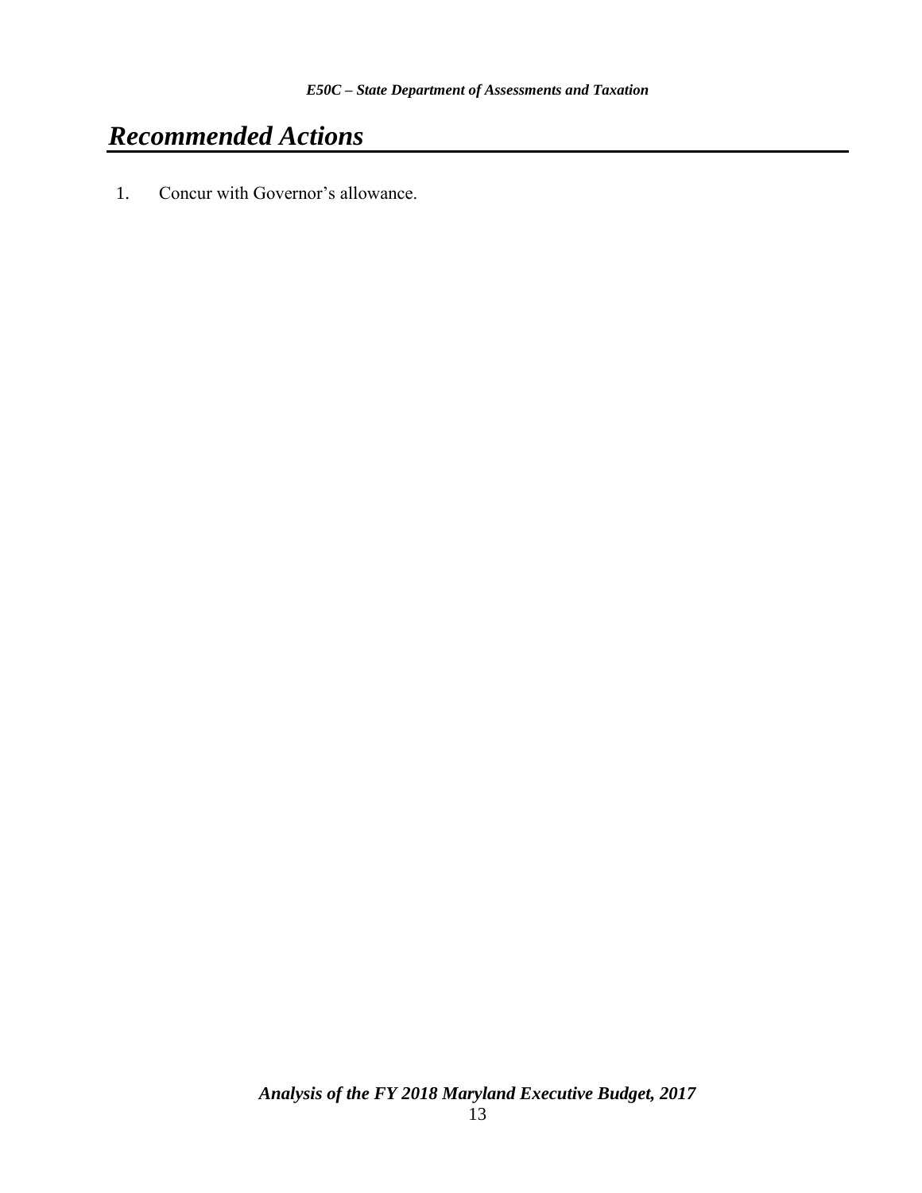# *Recommended Actions*

1. Concur with Governor's allowance.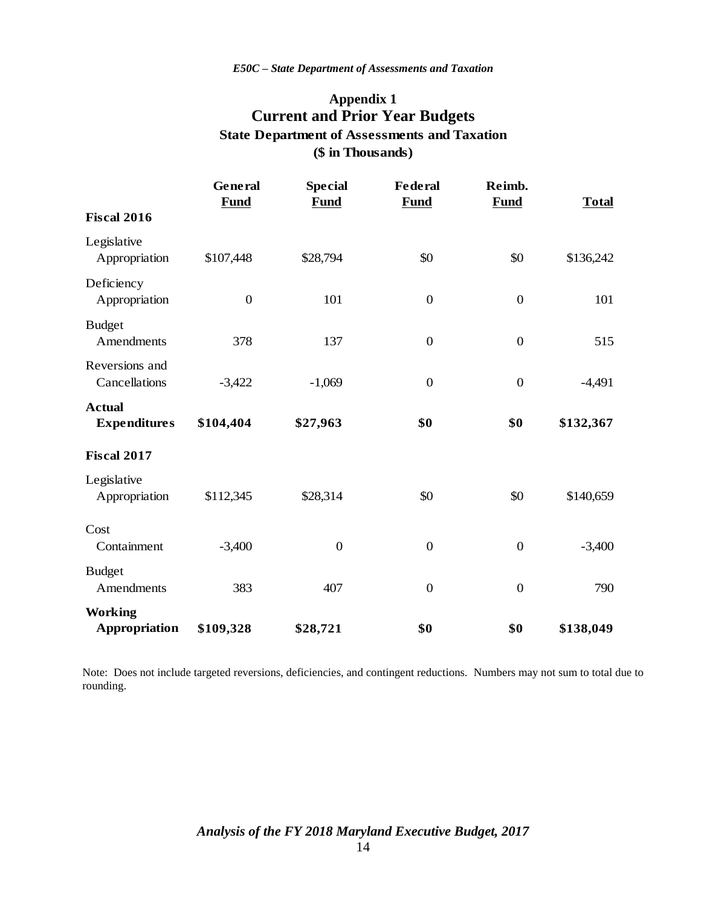## Appendix 1

## Current and Prior Year Budgets

### State Department of Assessments and Taxation

### ($ in Thousands)

| | General Fund | Special Fund | Federal Fund | Reimb. Fund | Total |
|---|---|---|---|---|---|
| **Fiscal 2016** | | | | | |
| Legislative Appropriation | $107,448 | $28,794 | $0 | $0 | $136,242 |
| Deficiency Appropriation | 0 | 101 | 0 | 0 | 101 |
| Budget Amendments | 378 | 137 | 0 | 0 | 515 |
| Reversions and Cancellations | -3,422 | -1,069 | 0 | 0 | -4,491 |
| **Actual Expenditures** | **$104,404** | **$27,963** | **$0** | **$0** | **$132,367** |
| **Fiscal 2017** | | | | | |
| Legislative Appropriation | $112,345 | $28,314 | $0 | $0 | $140,659 |
| Cost Containment | -3,400 | 0 | 0 | 0 | -3,400 |
| Budget Amendments | 383 | 407 | 0 | 0 | 790 |
| **Working Appropriation** | **$109,328** | **$28,721** | **$0** | **$0** | **$138,049** |

Note: Does not include targeted reversions, deficiencies, and contingent reductions. Numbers may not sum to total due to rounding.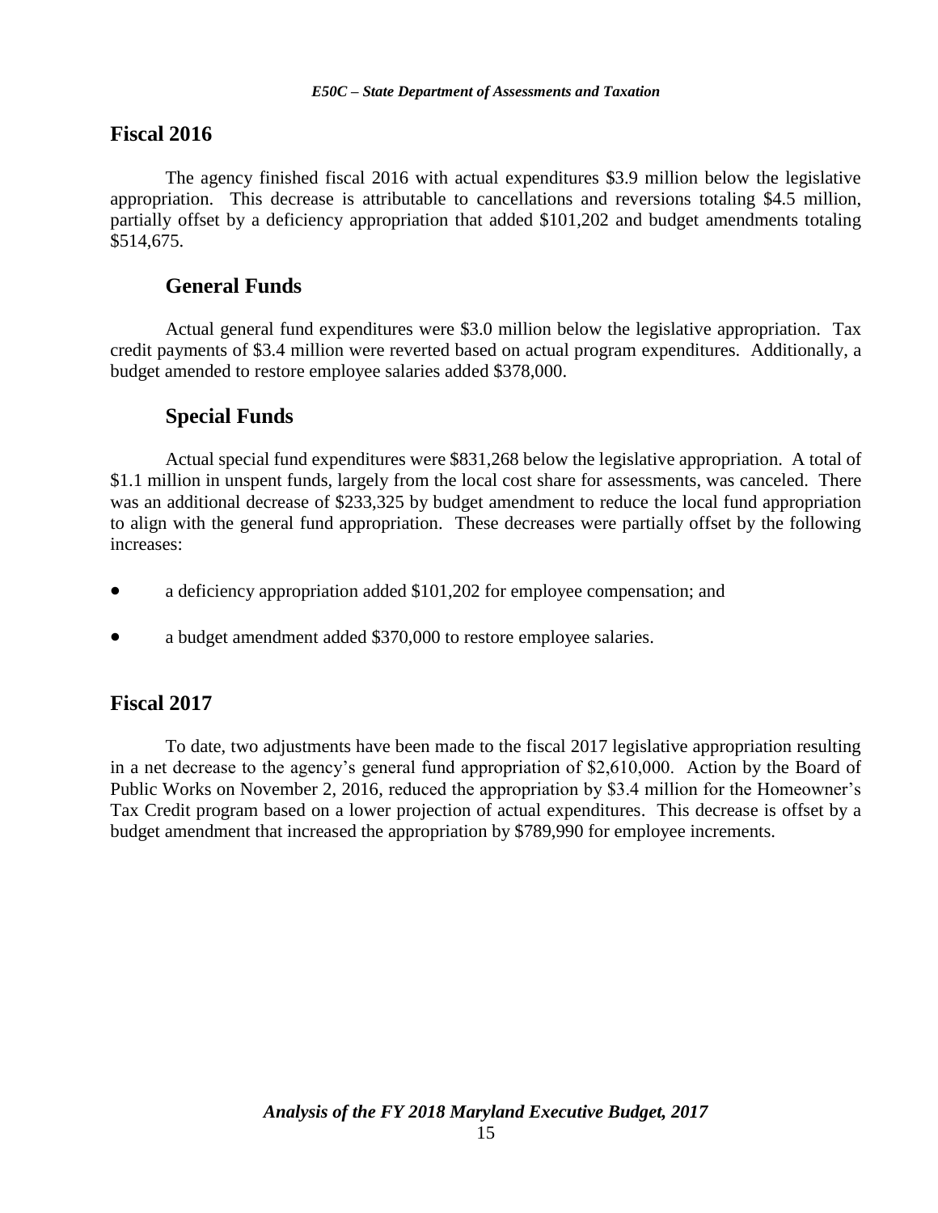## Fiscal 2016

The agency finished fiscal 2016 with actual expenditures $3.9 million below the legislative appropriation. This decrease is attributable to cancellations and reversions totaling $4.5 million, partially offset by a deficiency appropriation that added $101,202 and budget amendments totaling $514,675.

### General Funds

Actual general fund expenditures were $3.0 million below the legislative appropriation. Tax credit payments of $3.4 million were reverted based on actual program expenditures. Additionally, a budget amended to restore employee salaries added $378,000.

### Special Funds

Actual special fund expenditures were $831,268 below the legislative appropriation. A total of $1.1 million in unspent funds, largely from the local cost share for assessments, was canceled. There was an additional decrease of $233,325 by budget amendment to reduce the local fund appropriation to align with the general fund appropriation. These decreases were partially offset by the following increases:

- a deficiency appropriation added $101,202 for employee compensation; and
- a budget amendment added $370,000 to restore employee salaries.

## Fiscal 2017

To date, two adjustments have been made to the fiscal 2017 legislative appropriation resulting in a net decrease to the agency's general fund appropriation of $2,610,000. Action by the Board of Public Works on November 2, 2016, reduced the appropriation by $3.4 million for the Homeowner's Tax Credit program based on a lower projection of actual expenditures. This decrease is offset by a budget amendment that increased the appropriation by $789,990 for employee increments.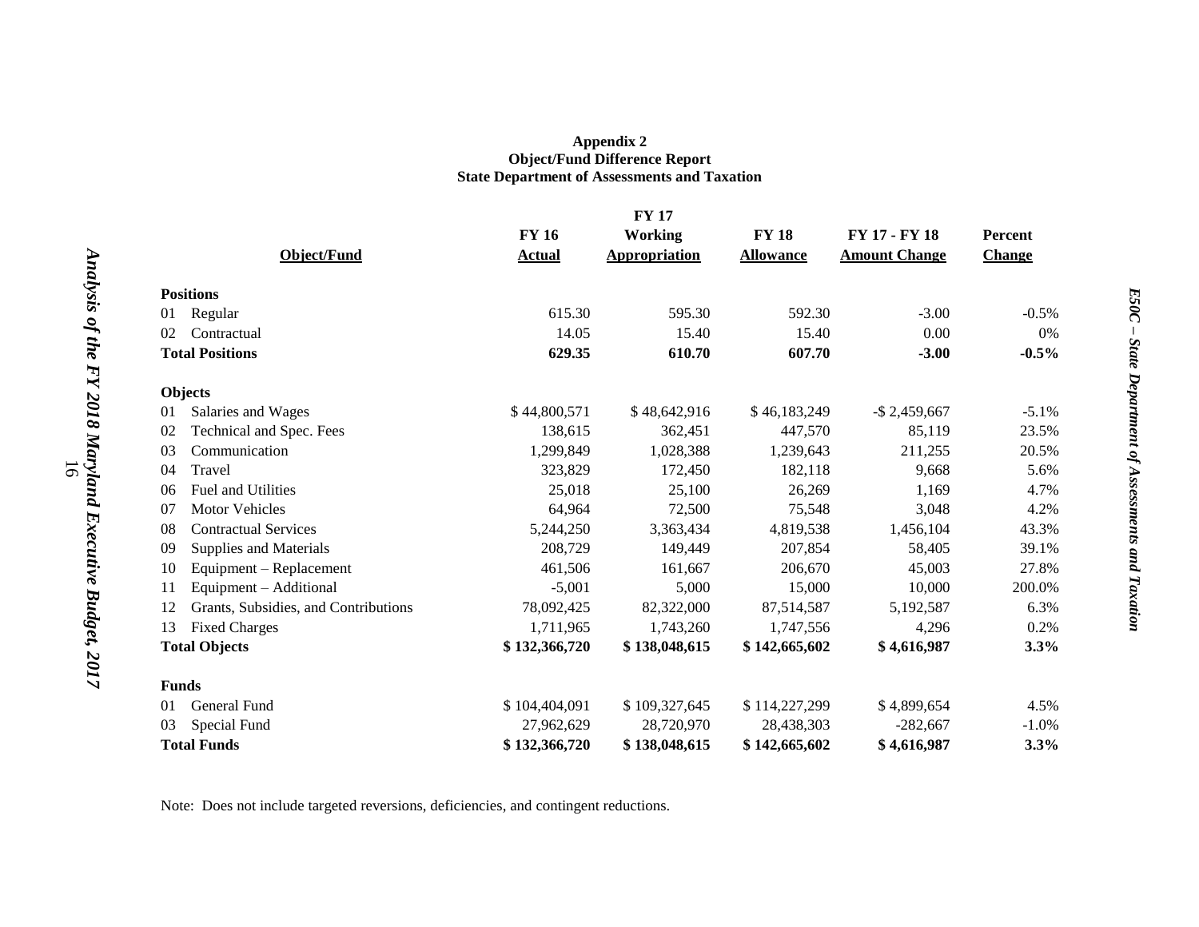**Appendix 2**
**Object/Fund Difference Report**
**State Department of Assessments and Taxation**

| Object/Fund | FY 16 Actual | FY 17 Working Appropriation | FY 18 Allowance | FY 17 - FY 18 Amount Change | Percent Change |
|---|---|---|---|---|---|
| **Positions** | | | | | |
| 01 Regular | 615.30 | 595.30 | 592.30 | -3.00 | -0.5% |
| 02 Contractual | 14.05 | 15.40 | 15.40 | 0.00 | 0% |
| **Total Positions** | **629.35** | **610.70** | **607.70** | **-3.00** | **-0.5%** |
| **Objects** | | | | | |
| 01 Salaries and Wages | $ 44,800,571 | $ 48,642,916 | $ 46,183,249 | -$ 2,459,667 | -5.1% |
| 02 Technical and Spec. Fees | 138,615 | 362,451 | 447,570 | 85,119 | 23.5% |
| 03 Communication | 1,299,849 | 1,028,388 | 1,239,643 | 211,255 | 20.5% |
| 04 Travel | 323,829 | 172,450 | 182,118 | 9,668 | 5.6% |
| 06 Fuel and Utilities | 25,018 | 25,100 | 26,269 | 1,169 | 4.7% |
| 07 Motor Vehicles | 64,964 | 72,500 | 75,548 | 3,048 | 4.2% |
| 08 Contractual Services | 5,244,250 | 3,363,434 | 4,819,538 | 1,456,104 | 43.3% |
| 09 Supplies and Materials | 208,729 | 149,449 | 207,854 | 58,405 | 39.1% |
| 10 Equipment – Replacement | 461,506 | 161,667 | 206,670 | 45,003 | 27.8% |
| 11 Equipment – Additional | -5,001 | 5,000 | 15,000 | 10,000 | 200.0% |
| 12 Grants, Subsidies, and Contributions | 78,092,425 | 82,322,000 | 87,514,587 | 5,192,587 | 6.3% |
| 13 Fixed Charges | 1,711,965 | 1,743,260 | 1,747,556 | 4,296 | 0.2% |
| **Total Objects** | **$ 132,366,720** | **$ 138,048,615** | **$ 142,665,602** | **$ 4,616,987** | **3.3%** |
| **Funds** | | | | | |
| 01 General Fund | $ 104,404,091 | $ 109,327,645 | $ 114,227,299 | $ 4,899,654 | 4.5% |
| 03 Special Fund | 27,962,629 | 28,720,970 | 28,438,303 | -282,667 | -1.0% |
| **Total Funds** | **$ 132,366,720** | **$ 138,048,615** | **$ 142,665,602** | **$ 4,616,987** | **3.3%** |

Note: Does not include targeted reversions, deficiencies, and contingent reductions.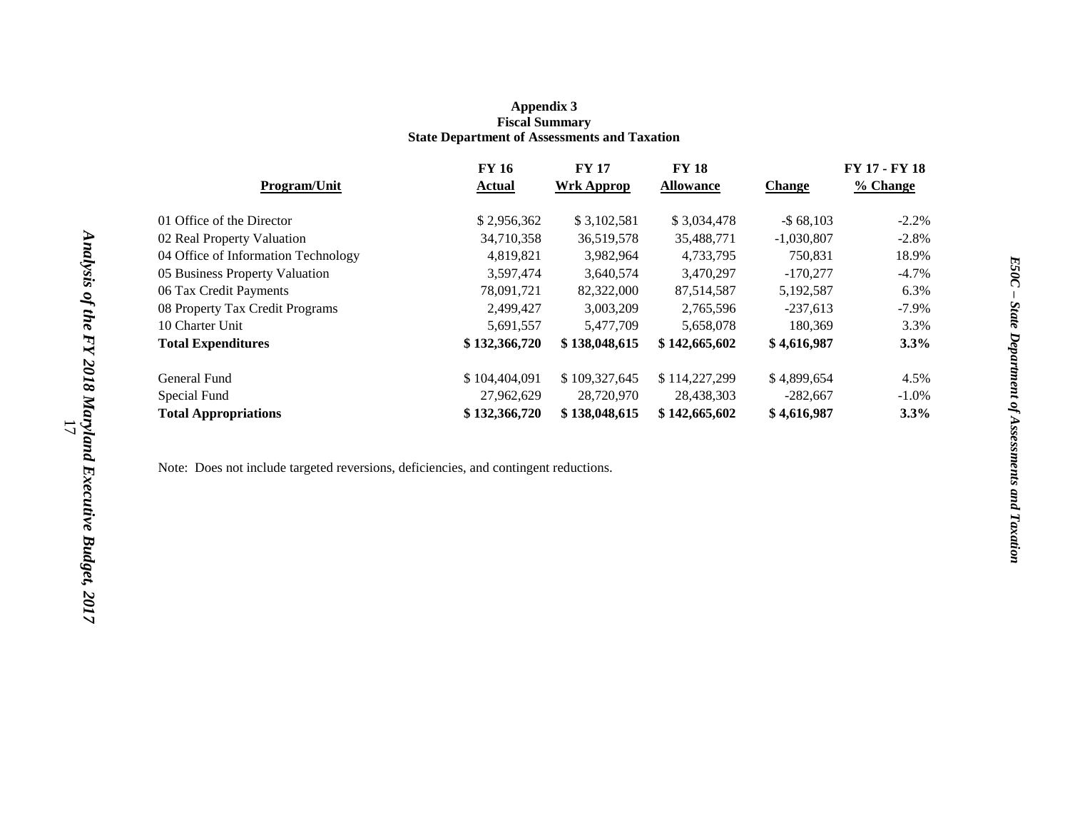**Appendix 3**
**Fiscal Summary**
**State Department of Assessments and Taxation**

| Program/Unit | FY 16 Actual | FY 17 Wrk Approp | FY 18 Allowance | Change | FY 17 - FY 18 % Change |
|---|---|---|---|---|---|
| 01 Office of the Director | $ 2,956,362 | $ 3,102,581 | $ 3,034,478 | -$ 68,103 | -2.2% |
| 02 Real Property Valuation | 34,710,358 | 36,519,578 | 35,488,771 | -1,030,807 | -2.8% |
| 04 Office of Information Technology | 4,819,821 | 3,982,964 | 4,733,795 | 750,831 | 18.9% |
| 05 Business Property Valuation | 3,597,474 | 3,640,574 | 3,470,297 | -170,277 | -4.7% |
| 06 Tax Credit Payments | 78,091,721 | 82,322,000 | 87,514,587 | 5,192,587 | 6.3% |
| 08 Property Tax Credit Programs | 2,499,427 | 3,003,209 | 2,765,596 | -237,613 | -7.9% |
| 10 Charter Unit | 5,691,557 | 5,477,709 | 5,658,078 | 180,369 | 3.3% |
| **Total Expenditures** | **$ 132,366,720** | **$ 138,048,615** | **$ 142,665,602** | **$ 4,616,987** | **3.3%** |
| General Fund | $ 104,404,091 | $ 109,327,645 | $ 114,227,299 | $ 4,899,654 | 4.5% |
| Special Fund | 27,962,629 | 28,720,970 | 28,438,303 | -282,667 | -1.0% |
| **Total Appropriations** | **$ 132,366,720** | **$ 138,048,615** | **$ 142,665,602** | **$ 4,616,987** | **3.3%** |

Note: Does not include targeted reversions, deficiencies, and contingent reductions.